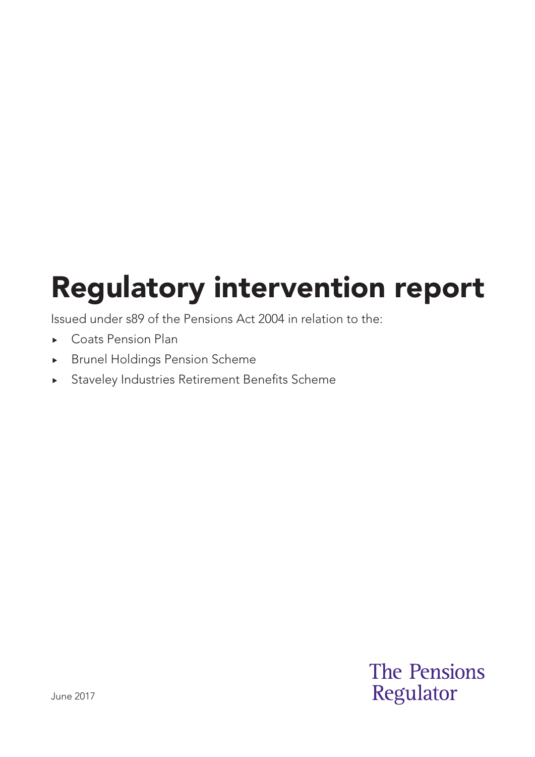# Regulatory intervention report

Issued under s89 of the Pensions Act 2004 in relation to the:

- Coats Pension Plan
- Brunel Holdings Pension Scheme
- Staveley Industries Retirement Benefits Scheme

June 2017

The Pensions Regulator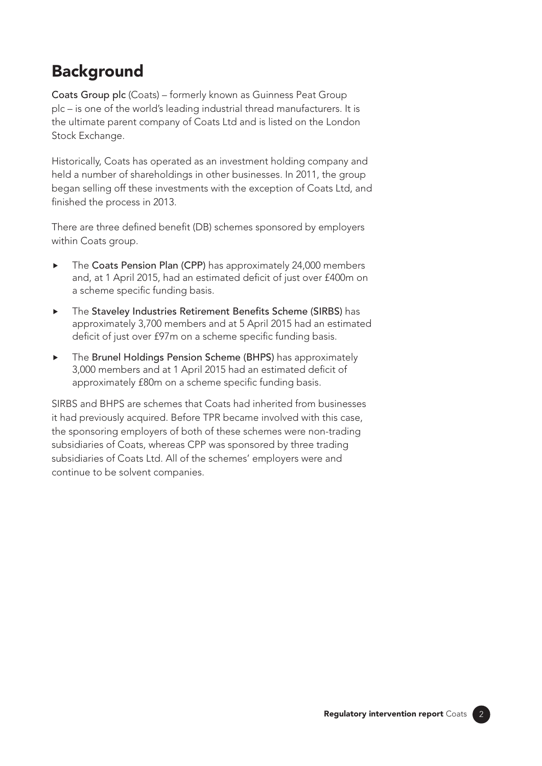# Background

**Coats Group plc** (Coats) – formerly known as Guinness Peat Group plc – is one of the world's leading industrial thread manufacturers. It is the ultimate parent company of Coats Ltd and is listed on the London Stock Exchange.

Historically, Coats has operated as an investment holding company and held a number of shareholdings in other businesses. In 2011, the group began selling off these investments with the exception of Coats Ltd, and finished the process in 2013.

There are three defined benefit (DB) schemes sponsored by employers within Coats group.

- The **Coats Pension Plan (CPP)** has approximately 24,000 members and, at 1 April 2015, had an estimated deficit of just over £400m on a scheme specific funding basis.
- The **Staveley Industries Retirement Benefits Scheme (SIRBS)** has approximately 3,700 members and at 5 April 2015 had an estimated deficit of just over £97m on a scheme specific funding basis.
- The **Brunel Holdings Pension Scheme (BHPS)** has approximately 3,000 members and at 1 April 2015 had an estimated deficit of approximately £80m on a scheme specific funding basis.

SIRBS and BHPS are schemes that Coats had inherited from businesses it had previously acquired. Before TPR became involved with this case, the sponsoring employers of both of these schemes were non-trading subsidiaries of Coats, whereas CPP was sponsored by three trading subsidiaries of Coats Ltd. All of the schemes' employers were and continue to be solvent companies.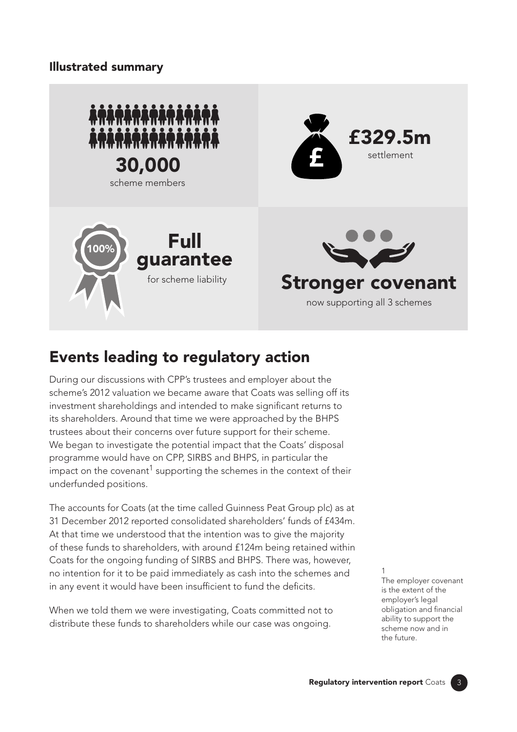### Illustrated summary

**30,000**
scheme members

**£329.5m**
settlement

**Full guarantee**
for scheme liability

**Stronger covenant**
now supporting all 3 schemes

## Events leading to regulatory action

During our discussions with CPP's trustees and employer about the scheme's 2012 valuation we became aware that Coats was selling off its investment shareholdings and intended to make significant returns to its shareholders. Around that time we were approached by the BHPS trustees about their concerns over future support for their scheme. We began to investigate the potential impact that the Coats' disposal programme would have on CPP, SIRBS and BHPS, in particular the impact on the covenant[1] supporting the schemes in the context of their underfunded positions.

The accounts for Coats (at the time called Guinness Peat Group plc) as at 31 December 2012 reported consolidated shareholders' funds of £434m. At that time we understood that the intention was to give the majority of these funds to shareholders, with around £124m being retained within Coats for the ongoing funding of SIRBS and BHPS. There was, however, no intention for it to be paid immediately as cash into the schemes and in any event it would have been insufficient to fund the deficits.

When we told them we were investigating, Coats committed not to distribute these funds to shareholders while our case was ongoing.

1
The employer covenant is the extent of the employer's legal obligation and financial ability to support the scheme now and in the future.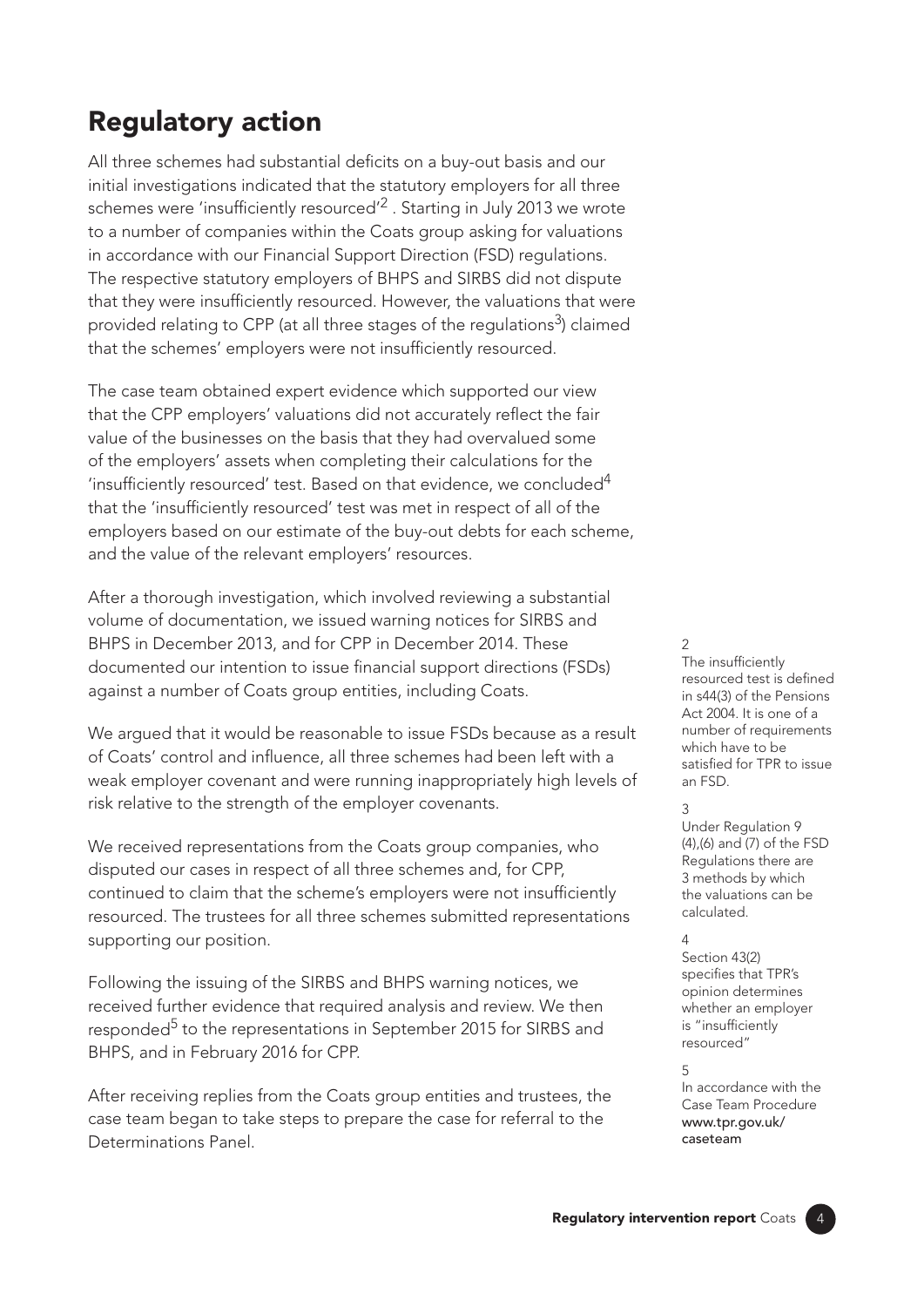## Regulatory action

All three schemes had substantial deficits on a buy-out basis and our initial investigations indicated that the statutory employers for all three schemes were 'insufficiently resourced'[2] . Starting in July 2013 we wrote to a number of companies within the Coats group asking for valuations in accordance with our Financial Support Direction (FSD) regulations. The respective statutory employers of BHPS and SIRBS did not dispute that they were insufficiently resourced. However, the valuations that were provided relating to CPP (at all three stages of the regulations[3]) claimed that the schemes' employers were not insufficiently resourced.

The case team obtained expert evidence which supported our view that the CPP employers' valuations did not accurately reflect the fair value of the businesses on the basis that they had overvalued some of the employers' assets when completing their calculations for the 'insufficiently resourced' test. Based on that evidence, we concluded[4] that the 'insufficiently resourced' test was met in respect of all of the employers based on our estimate of the buy-out debts for each scheme, and the value of the relevant employers' resources.

After a thorough investigation, which involved reviewing a substantial volume of documentation, we issued warning notices for SIRBS and BHPS in December 2013, and for CPP in December 2014. These documented our intention to issue financial support directions (FSDs) against a number of Coats group entities, including Coats.

We argued that it would be reasonable to issue FSDs because as a result of Coats' control and influence, all three schemes had been left with a weak employer covenant and were running inappropriately high levels of risk relative to the strength of the employer covenants.

We received representations from the Coats group companies, who disputed our cases in respect of all three schemes and, for CPP, continued to claim that the scheme's employers were not insufficiently resourced. The trustees for all three schemes submitted representations supporting our position.

Following the issuing of the SIRBS and BHPS warning notices, we received further evidence that required analysis and review. We then responded[5] to the representations in September 2015 for SIRBS and BHPS, and in February 2016 for CPP.

After receiving replies from the Coats group entities and trustees, the case team began to take steps to prepare the case for referral to the Determinations Panel.

---

2
The insufficiently resourced test is defined in s44(3) of the Pensions Act 2004. It is one of a number of requirements which have to be satisfied for TPR to issue an FSD.

3
Under Regulation 9 (4),(6) and (7) of the FSD Regulations there are 3 methods by which the valuations can be calculated.

4
Section 43(2) specifies that TPR's opinion determines whether an employer is "insufficiently resourced"

5
In accordance with the Case Team Procedure www.tpr.gov.uk/caseteam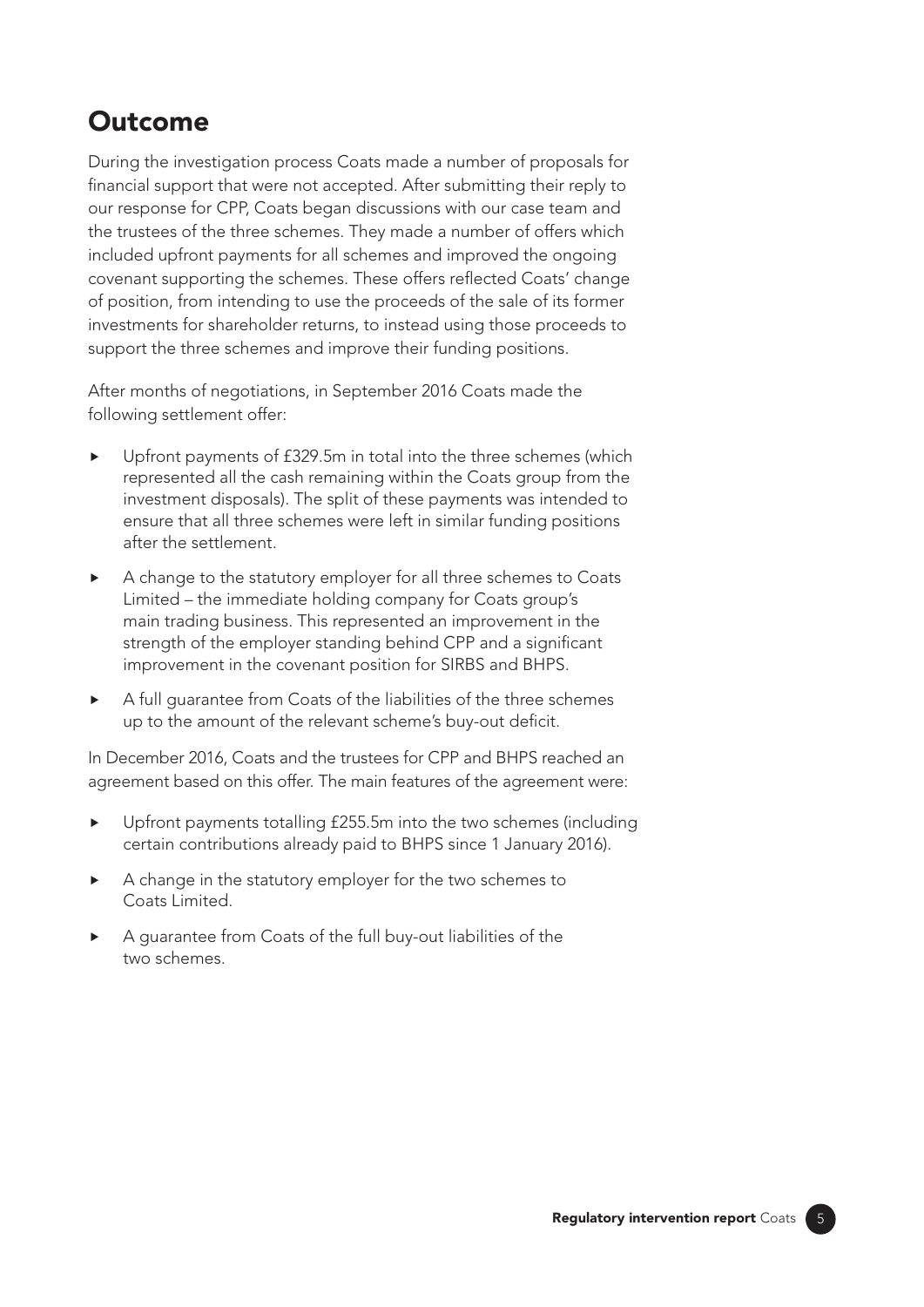## Outcome

During the investigation process Coats made a number of proposals for financial support that were not accepted. After submitting their reply to our response for CPP, Coats began discussions with our case team and the trustees of the three schemes. They made a number of offers which included upfront payments for all schemes and improved the ongoing covenant supporting the schemes. These offers reflected Coats' change of position, from intending to use the proceeds of the sale of its former investments for shareholder returns, to instead using those proceeds to support the three schemes and improve their funding positions.

After months of negotiations, in September 2016 Coats made the following settlement offer:

- Upfront payments of £329.5m in total into the three schemes (which represented all the cash remaining within the Coats group from the investment disposals). The split of these payments was intended to ensure that all three schemes were left in similar funding positions after the settlement.
- A change to the statutory employer for all three schemes to Coats Limited – the immediate holding company for Coats group's main trading business. This represented an improvement in the strength of the employer standing behind CPP and a significant improvement in the covenant position for SIRBS and BHPS.
- A full guarantee from Coats of the liabilities of the three schemes up to the amount of the relevant scheme's buy-out deficit.

In December 2016, Coats and the trustees for CPP and BHPS reached an agreement based on this offer. The main features of the agreement were:

- Upfront payments totalling £255.5m into the two schemes (including certain contributions already paid to BHPS since 1 January 2016).
- A change in the statutory employer for the two schemes to Coats Limited.
- A guarantee from Coats of the full buy-out liabilities of the two schemes.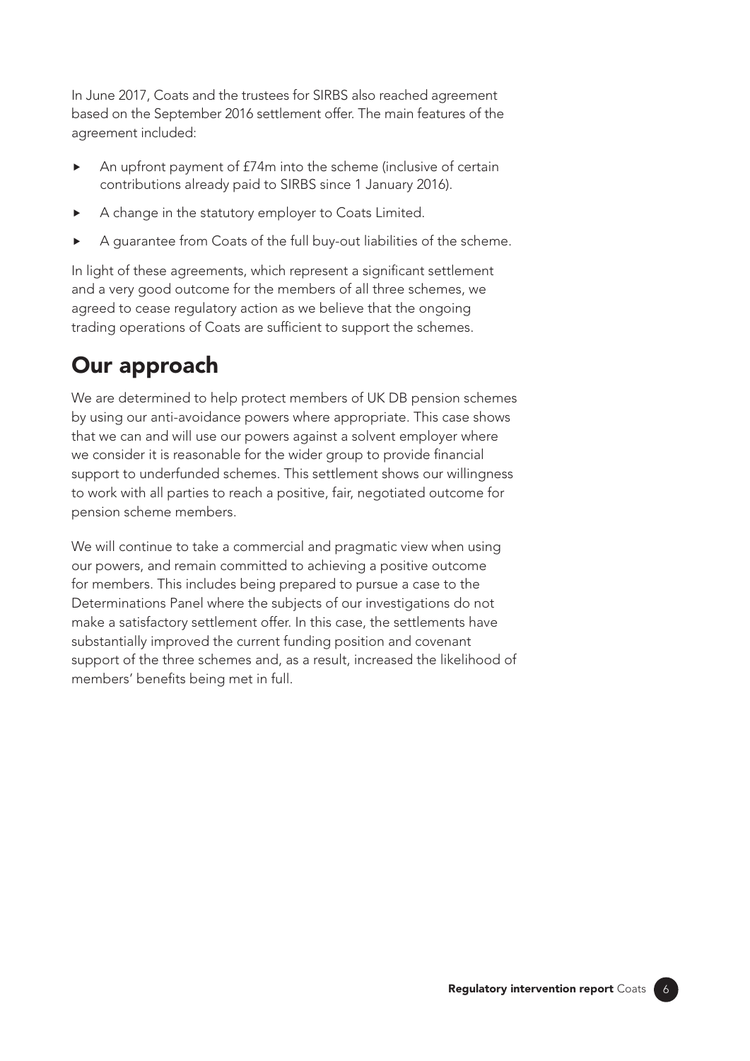In June 2017, Coats and the trustees for SIRBS also reached agreement based on the September 2016 settlement offer. The main features of the agreement included:

- An upfront payment of £74m into the scheme (inclusive of certain contributions already paid to SIRBS since 1 January 2016).
- A change in the statutory employer to Coats Limited.
- A guarantee from Coats of the full buy-out liabilities of the scheme.

In light of these agreements, which represent a significant settlement and a very good outcome for the members of all three schemes, we agreed to cease regulatory action as we believe that the ongoing trading operations of Coats are sufficient to support the schemes.

## Our approach

We are determined to help protect members of UK DB pension schemes by using our anti-avoidance powers where appropriate. This case shows that we can and will use our powers against a solvent employer where we consider it is reasonable for the wider group to provide financial support to underfunded schemes. This settlement shows our willingness to work with all parties to reach a positive, fair, negotiated outcome for pension scheme members.

We will continue to take a commercial and pragmatic view when using our powers, and remain committed to achieving a positive outcome for members. This includes being prepared to pursue a case to the Determinations Panel where the subjects of our investigations do not make a satisfactory settlement offer. In this case, the settlements have substantially improved the current funding position and covenant support of the three schemes and, as a result, increased the likelihood of members' benefits being met in full.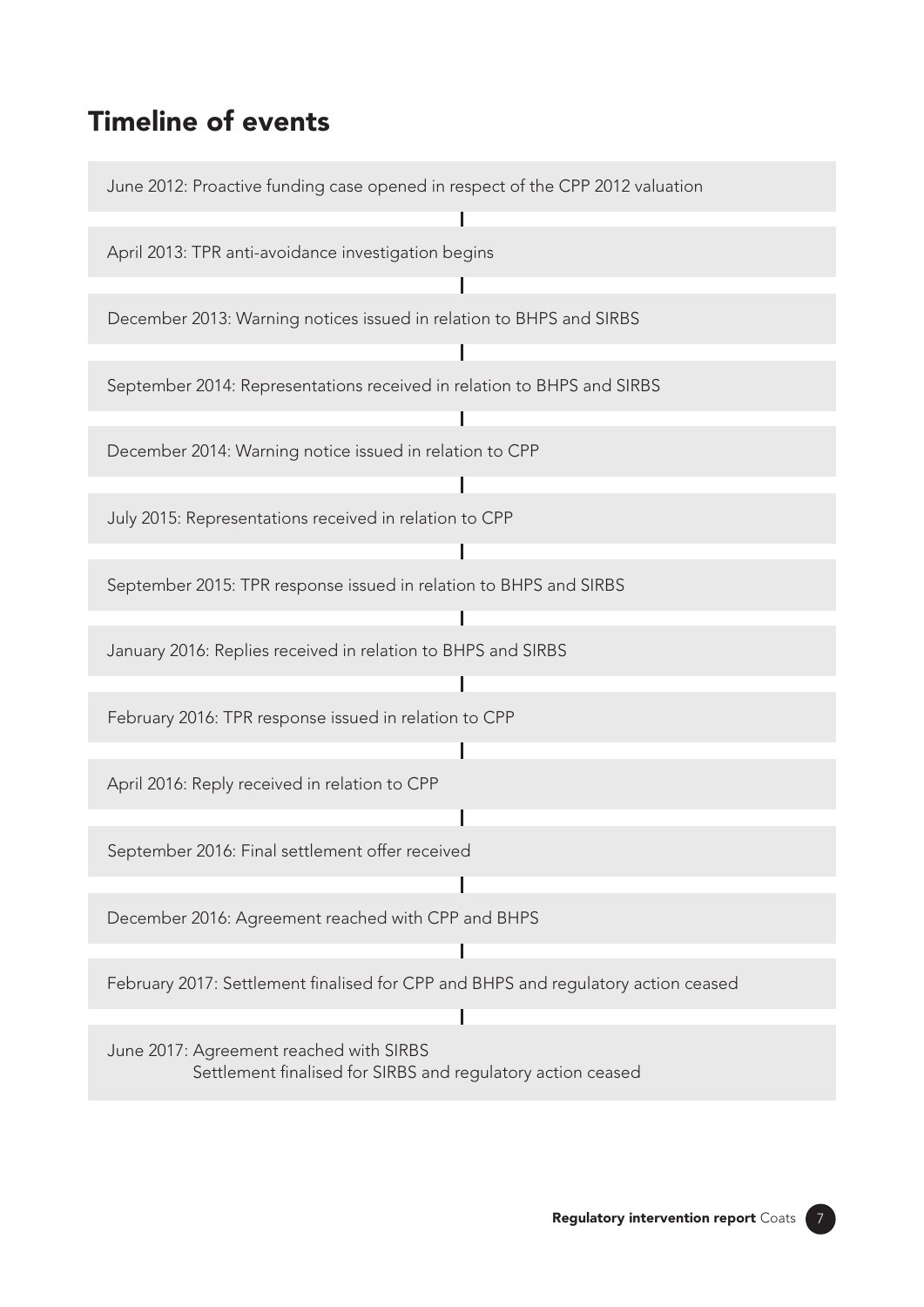## Timeline of events

- June 2012: Proactive funding case opened in respect of the CPP 2012 valuation
- April 2013: TPR anti-avoidance investigation begins
- December 2013: Warning notices issued in relation to BHPS and SIRBS
- September 2014: Representations received in relation to BHPS and SIRBS
- December 2014: Warning notice issued in relation to CPP
- July 2015: Representations received in relation to CPP
- September 2015: TPR response issued in relation to BHPS and SIRBS
- January 2016: Replies received in relation to BHPS and SIRBS
- February 2016: TPR response issued in relation to CPP
- April 2016: Reply received in relation to CPP
- September 2016: Final settlement offer received
- December 2016: Agreement reached with CPP and BHPS
- February 2017: Settlement finalised for CPP and BHPS and regulatory action ceased
- June 2017: Agreement reached with SIRBS
  Settlement finalised for SIRBS and regulatory action ceased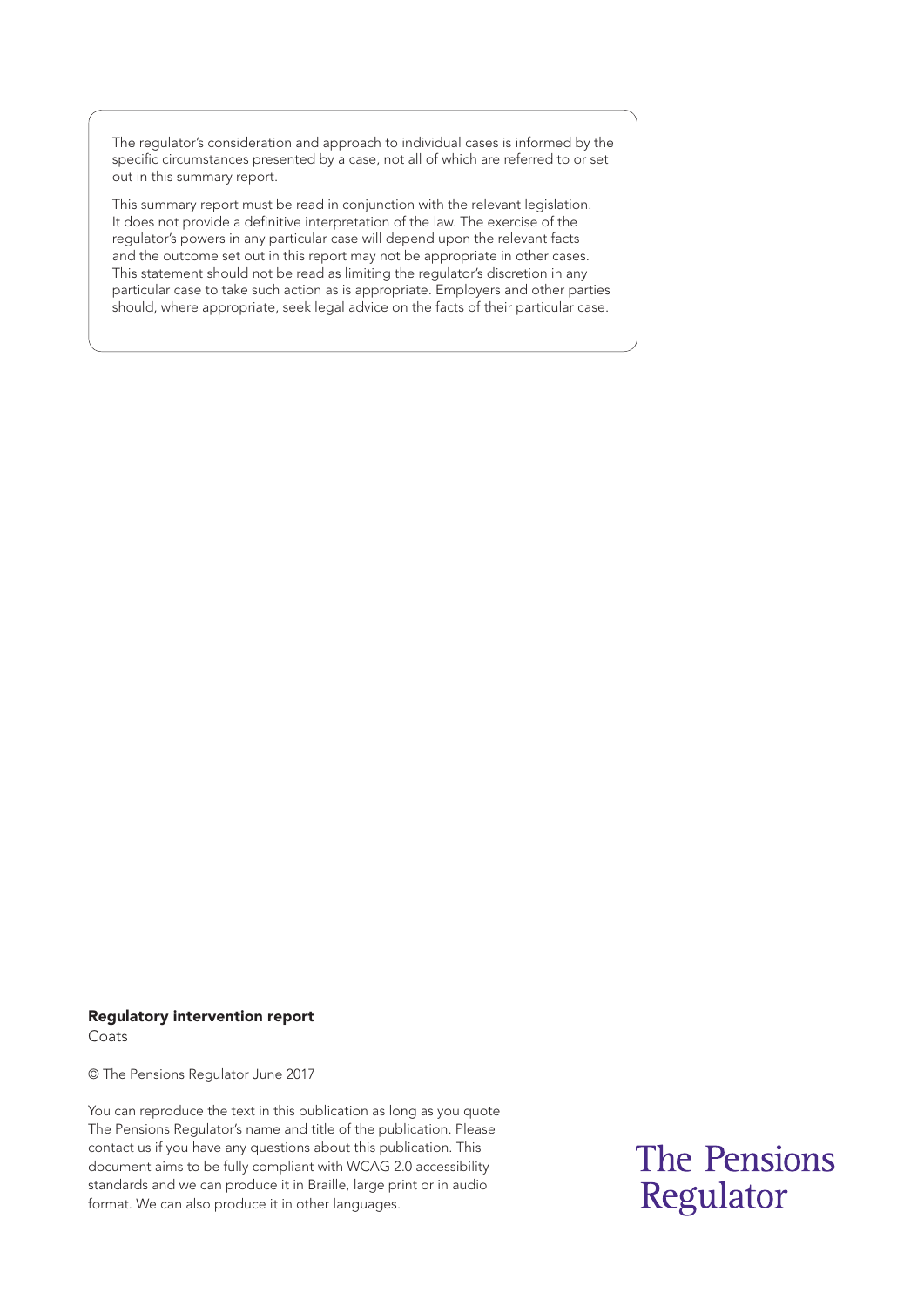The regulator's consideration and approach to individual cases is informed by the specific circumstances presented by a case, not all of which are referred to or set out in this summary report.

This summary report must be read in conjunction with the relevant legislation. It does not provide a definitive interpretation of the law. The exercise of the regulator's powers in any particular case will depend upon the relevant facts and the outcome set out in this report may not be appropriate in other cases. This statement should not be read as limiting the regulator's discretion in any particular case to take such action as is appropriate. Employers and other parties should, where appropriate, seek legal advice on the facts of their particular case.

**Regulatory intervention report**
Coats

© The Pensions Regulator June 2017

You can reproduce the text in this publication as long as you quote The Pensions Regulator's name and title of the publication. Please contact us if you have any questions about this publication. This document aims to be fully compliant with WCAG 2.0 accessibility standards and we can produce it in Braille, large print or in audio format. We can also produce it in other languages.

The Pensions Regulator